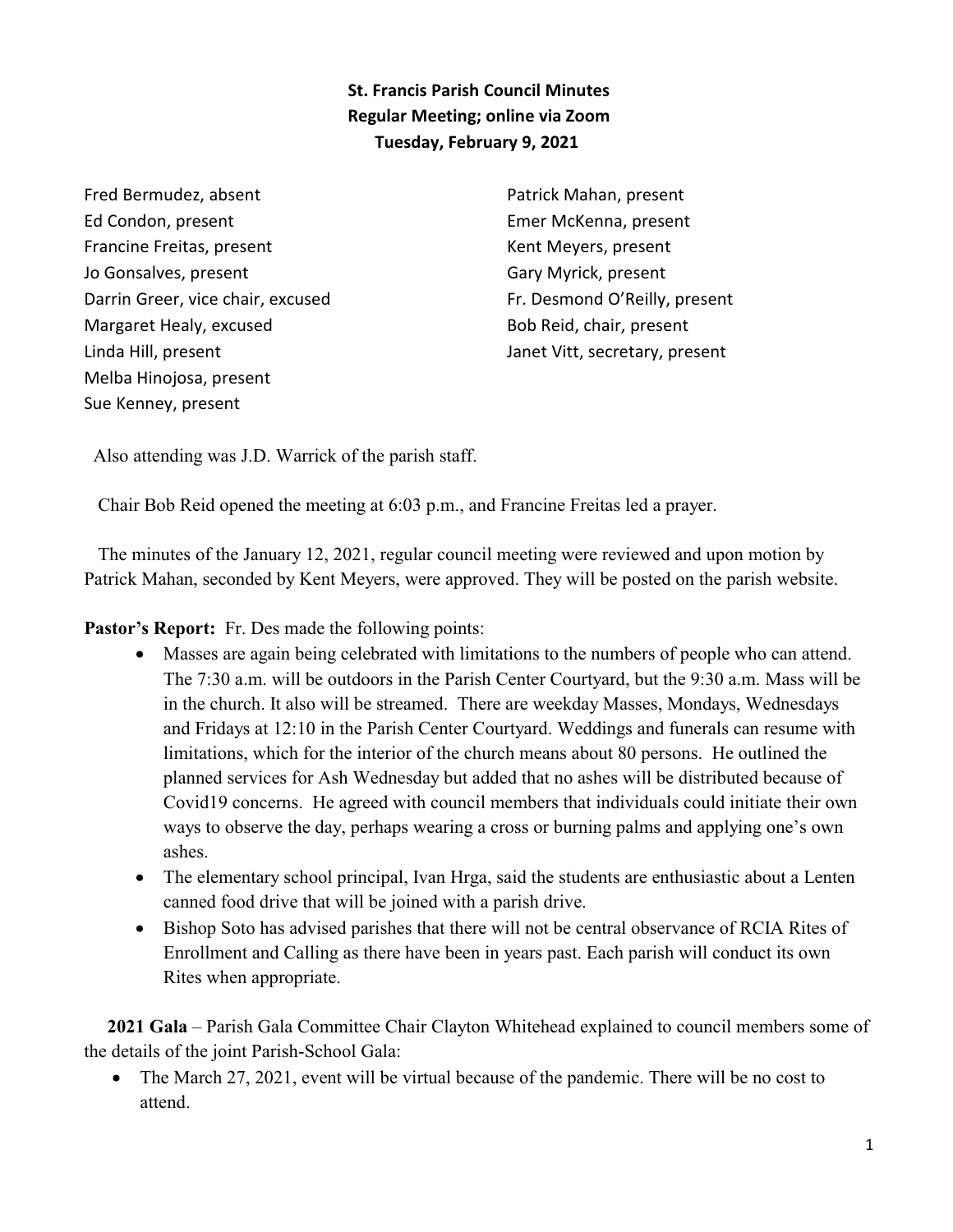**St. Francis Parish Council Minutes**
**Regular Meeting; online via Zoom**
**Tuesday, February 9, 2021**

Fred Bermudez, absent
Ed Condon, present
Francine Freitas, present
Jo Gonsalves, present
Darrin Greer, vice chair, excused
Margaret Healy, excused
Linda Hill, present
Melba Hinojosa, present
Sue Kenney, present
Patrick Mahan, present
Emer McKenna, present
Kent Meyers, present
Gary Myrick, present
Fr. Desmond O'Reilly, present
Bob Reid, chair, present
Janet Vitt, secretary, present

Also attending was J.D. Warrick of the parish staff.

Chair Bob Reid opened the meeting at 6:03 p.m., and Francine Freitas led a prayer.

The minutes of the January 12, 2021, regular council meeting were reviewed and upon motion by Patrick Mahan, seconded by Kent Meyers, were approved. They will be posted on the parish website.

**Pastor's Report:** Fr. Des made the following points:

- Masses are again being celebrated with limitations to the numbers of people who can attend. The 7:30 a.m. will be outdoors in the Parish Center Courtyard, but the 9:30 a.m. Mass will be in the church. It also will be streamed. There are weekday Masses, Mondays, Wednesdays and Fridays at 12:10 in the Parish Center Courtyard. Weddings and funerals can resume with limitations, which for the interior of the church means about 80 persons. He outlined the planned services for Ash Wednesday but added that no ashes will be distributed because of Covid19 concerns. He agreed with council members that individuals could initiate their own ways to observe the day, perhaps wearing a cross or burning palms and applying one's own ashes.
- The elementary school principal, Ivan Hrga, said the students are enthusiastic about a Lenten canned food drive that will be joined with a parish drive.
- Bishop Soto has advised parishes that there will not be central observance of RCIA Rites of Enrollment and Calling as there have been in years past. Each parish will conduct its own Rites when appropriate.

**2021 Gala** – Parish Gala Committee Chair Clayton Whitehead explained to council members some of the details of the joint Parish-School Gala:

- The March 27, 2021, event will be virtual because of the pandemic. There will be no cost to attend.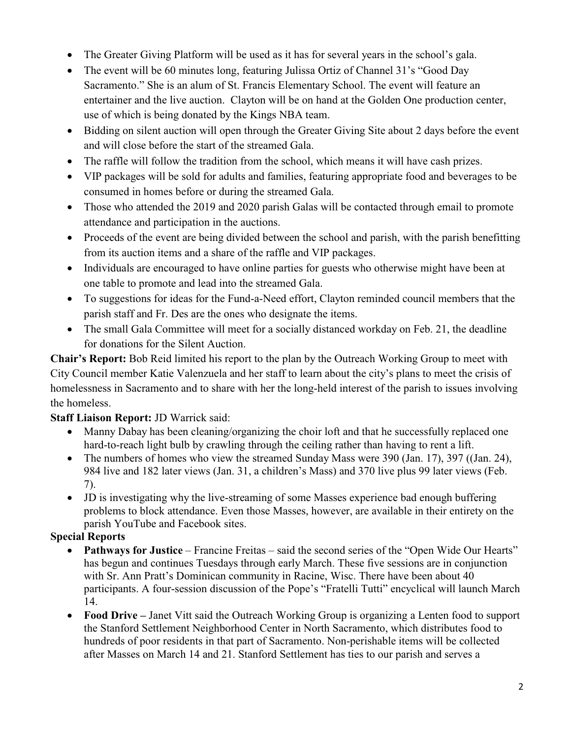- The Greater Giving Platform will be used as it has for several years in the school's gala.
- The event will be 60 minutes long, featuring Julissa Ortiz of Channel 31's "Good Day Sacramento." She is an alum of St. Francis Elementary School. The event will feature an entertainer and the live auction. Clayton will be on hand at the Golden One production center, use of which is being donated by the Kings NBA team.
- Bidding on silent auction will open through the Greater Giving Site about 2 days before the event and will close before the start of the streamed Gala.
- The raffle will follow the tradition from the school, which means it will have cash prizes.
- VIP packages will be sold for adults and families, featuring appropriate food and beverages to be consumed in homes before or during the streamed Gala.
- Those who attended the 2019 and 2020 parish Galas will be contacted through email to promote attendance and participation in the auctions.
- Proceeds of the event are being divided between the school and parish, with the parish benefitting from its auction items and a share of the raffle and VIP packages.
- Individuals are encouraged to have online parties for guests who otherwise might have been at one table to promote and lead into the streamed Gala.
- To suggestions for ideas for the Fund-a-Need effort, Clayton reminded council members that the parish staff and Fr. Des are the ones who designate the items.
- The small Gala Committee will meet for a socially distanced workday on Feb. 21, the deadline for donations for the Silent Auction.

**Chair's Report:** Bob Reid limited his report to the plan by the Outreach Working Group to meet with City Council member Katie Valenzuela and her staff to learn about the city's plans to meet the crisis of homelessness in Sacramento and to share with her the long-held interest of the parish to issues involving the homeless.

**Staff Liaison Report:** JD Warrick said:

- Manny Dabay has been cleaning/organizing the choir loft and that he successfully replaced one hard-to-reach light bulb by crawling through the ceiling rather than having to rent a lift.
- The numbers of homes who view the streamed Sunday Mass were 390 (Jan. 17), 397 ((Jan. 24), 984 live and 182 later views (Jan. 31, a children's Mass) and 370 live plus 99 later views (Feb. 7).
- JD is investigating why the live-streaming of some Masses experience bad enough buffering problems to block attendance. Even those Masses, however, are available in their entirety on the parish YouTube and Facebook sites.

**Special Reports**

- **Pathways for Justice** – Francine Freitas – said the second series of the "Open Wide Our Hearts" has begun and continues Tuesdays through early March. These five sessions are in conjunction with Sr. Ann Pratt's Dominican community in Racine, Wisc. There have been about 40 participants. A four-session discussion of the Pope's "Fratelli Tutti" encyclical will launch March 14.
- **Food Drive –** Janet Vitt said the Outreach Working Group is organizing a Lenten food to support the Stanford Settlement Neighborhood Center in North Sacramento, which distributes food to hundreds of poor residents in that part of Sacramento. Non-perishable items will be collected after Masses on March 14 and 21. Stanford Settlement has ties to our parish and serves a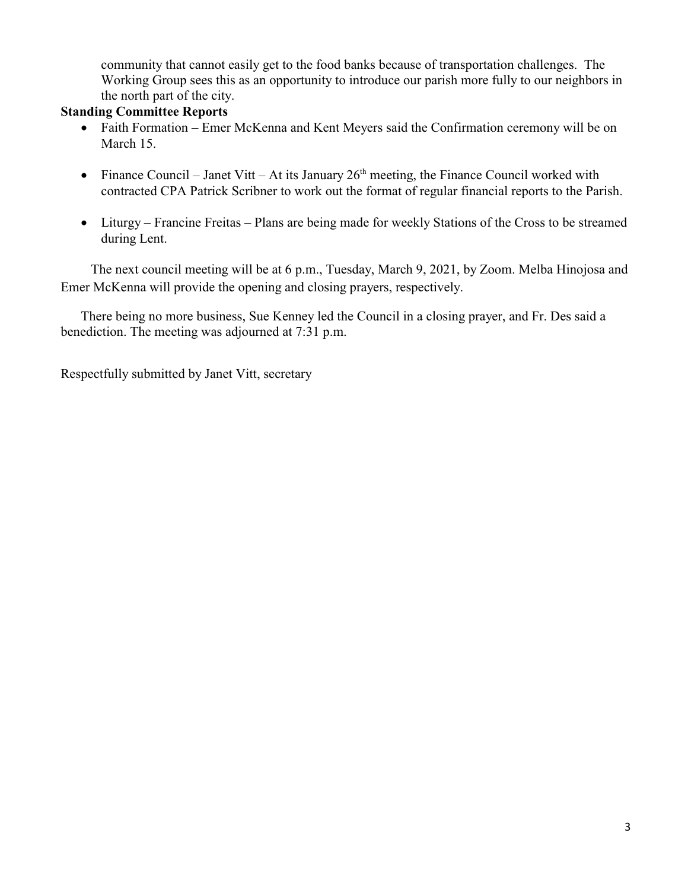community that cannot easily get to the food banks because of transportation challenges. The Working Group sees this as an opportunity to introduce our parish more fully to our neighbors in the north part of the city.

**Standing Committee Reports**

- Faith Formation – Emer McKenna and Kent Meyers said the Confirmation ceremony will be on March 15.

- Finance Council – Janet Vitt – At its January 26th meeting, the Finance Council worked with contracted CPA Patrick Scribner to work out the format of regular financial reports to the Parish.

- Liturgy – Francine Freitas – Plans are being made for weekly Stations of the Cross to be streamed during Lent.

The next council meeting will be at 6 p.m., Tuesday, March 9, 2021, by Zoom. Melba Hinojosa and Emer McKenna will provide the opening and closing prayers, respectively.

There being no more business, Sue Kenney led the Council in a closing prayer, and Fr. Des said a benediction. The meeting was adjourned at 7:31 p.m.

Respectfully submitted by Janet Vitt, secretary